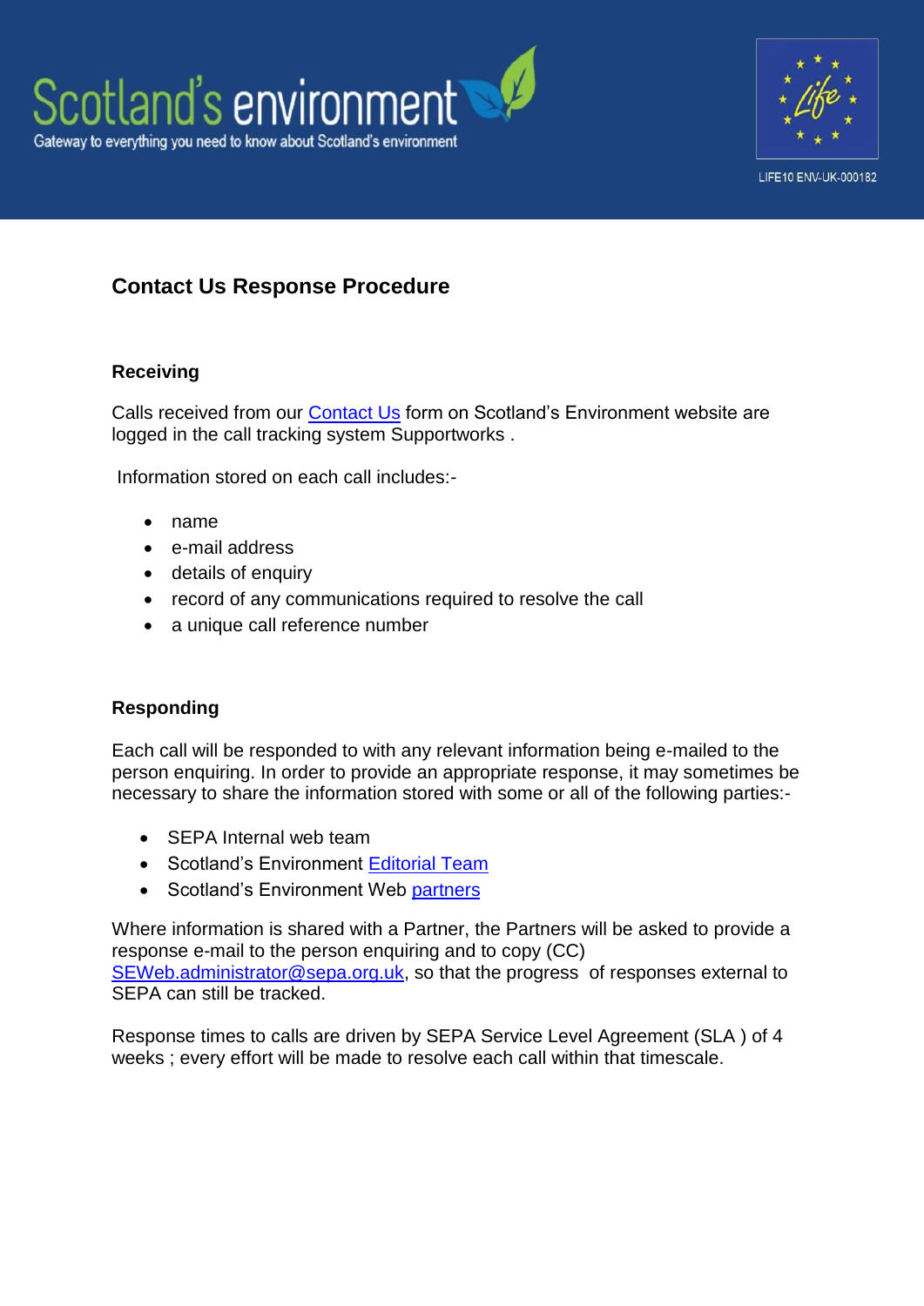Scotland's environment

Gateway to everything you need to know about Scotland's environment

LIFE10 ENV-UK-000182

## Contact Us Response Procedure

### Receiving

Calls received from our Contact Us form on Scotland's Environment website are logged in the call tracking system Supportworks .

Information stored on each call includes:-

- name
- e-mail address
- details of enquiry
- record of any communications required to resolve the call
- a unique call reference number

### Responding

Each call will be responded to with any relevant information being e-mailed to the person enquiring. In order to provide an appropriate response, it may sometimes be necessary to share the information stored with some or all of the following parties:-

- SEPA Internal web team
- Scotland's Environment Editorial Team
- Scotland's Environment Web partners

Where information is shared with a Partner, the Partners will be asked to provide a response e-mail to the person enquiring and to copy (CC) SEWeb.administrator@sepa.org.uk, so that the progress of responses external to SEPA can still be tracked.

Response times to calls are driven by SEPA Service Level Agreement (SLA ) of 4 weeks ; every effort will be made to resolve each call within that timescale.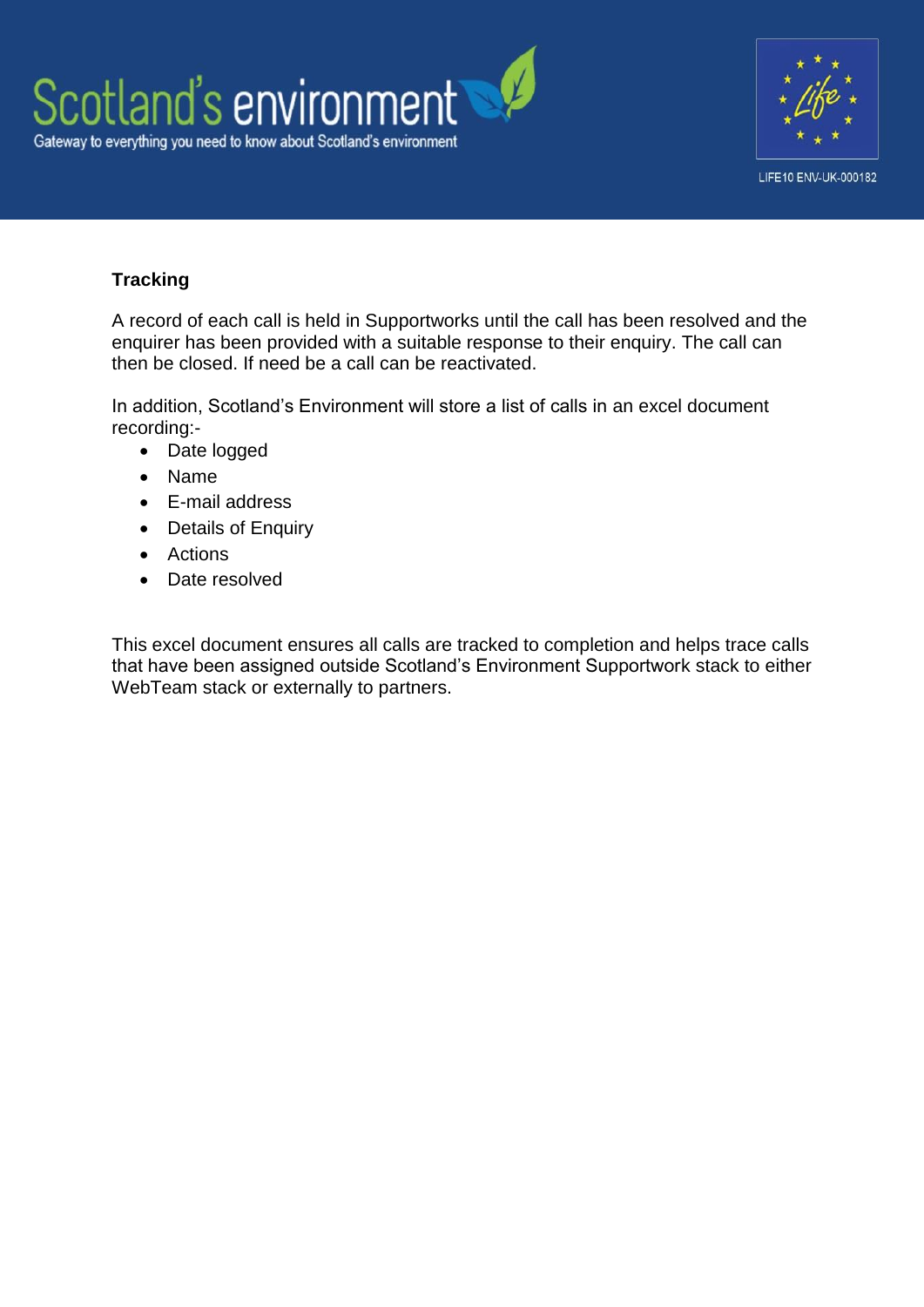**Tracking**

A record of each call is held in Supportworks until the call has been resolved and the enquirer has been provided with a suitable response to their enquiry. The call can then be closed. If need be a call can be reactivated.

In addition, Scotland's Environment will store a list of calls in an excel document recording:-

- Date logged
- Name
- E-mail address
- Details of Enquiry
- Actions
- Date resolved

This excel document ensures all calls are tracked to completion and helps trace calls that have been assigned outside Scotland's Environment Supportwork stack to either WebTeam stack or externally to partners.